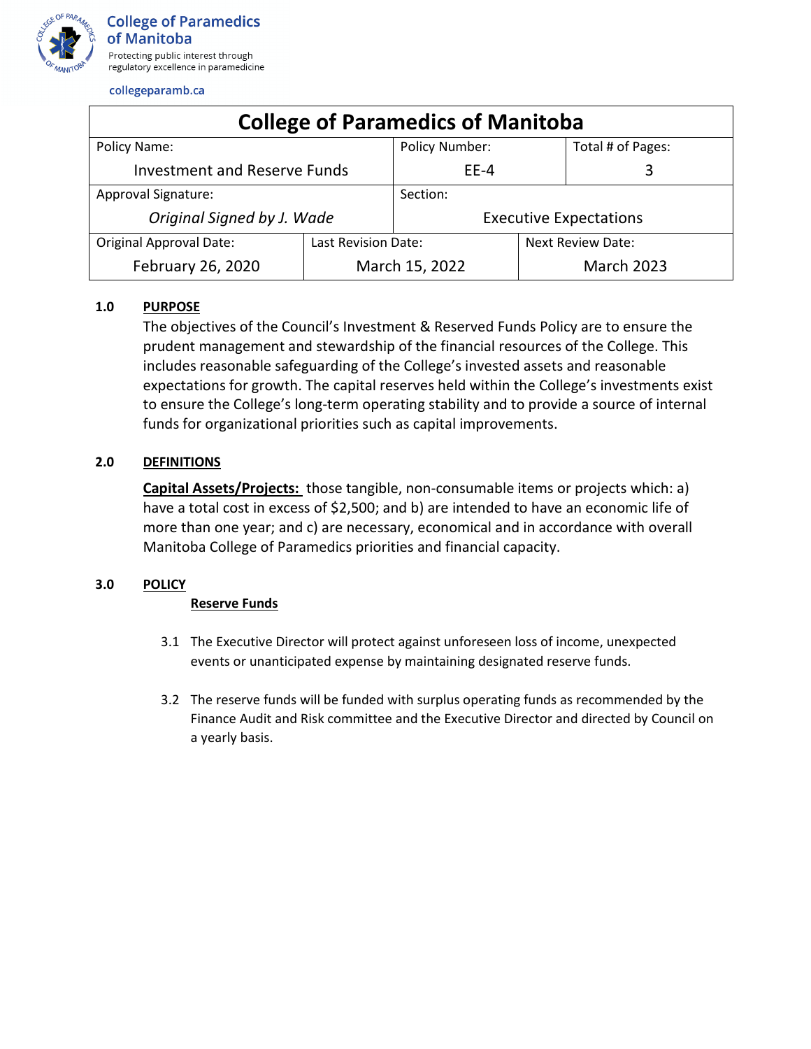College of Paramedics of Manitoba

Protecting public interest through regulatory excellence in paramedicine

collegeparamb.ca

| College of Paramedics of Manitoba | | |
|---|---|---|
| Policy Name: Investment and Reserve Funds | Policy Number: EE-4 | Total # of Pages: 3 |
| Approval Signature: *Original Signed by J. Wade* | Section: Executive Expectations | |
| Original Approval Date: February 26, 2020 | Last Revision Date: March 15, 2022 | Next Review Date: March 2023 |

## 1.0 PURPOSE

The objectives of the Council's Investment & Reserved Funds Policy are to ensure the prudent management and stewardship of the financial resources of the College. This includes reasonable safeguarding of the College's invested assets and reasonable expectations for growth. The capital reserves held within the College's investments exist to ensure the College's long-term operating stability and to provide a source of internal funds for organizational priorities such as capital improvements.

## 2.0 DEFINITIONS

**Capital Assets/Projects:** those tangible, non-consumable items or projects which: a) have a total cost in excess of $2,500; and b) are intended to have an economic life of more than one year; and c) are necessary, economical and in accordance with overall Manitoba College of Paramedics priorities and financial capacity.

## 3.0 POLICY

### Reserve Funds

3.1 The Executive Director will protect against unforeseen loss of income, unexpected events or unanticipated expense by maintaining designated reserve funds.

3.2 The reserve funds will be funded with surplus operating funds as recommended by the Finance Audit and Risk committee and the Executive Director and directed by Council on a yearly basis.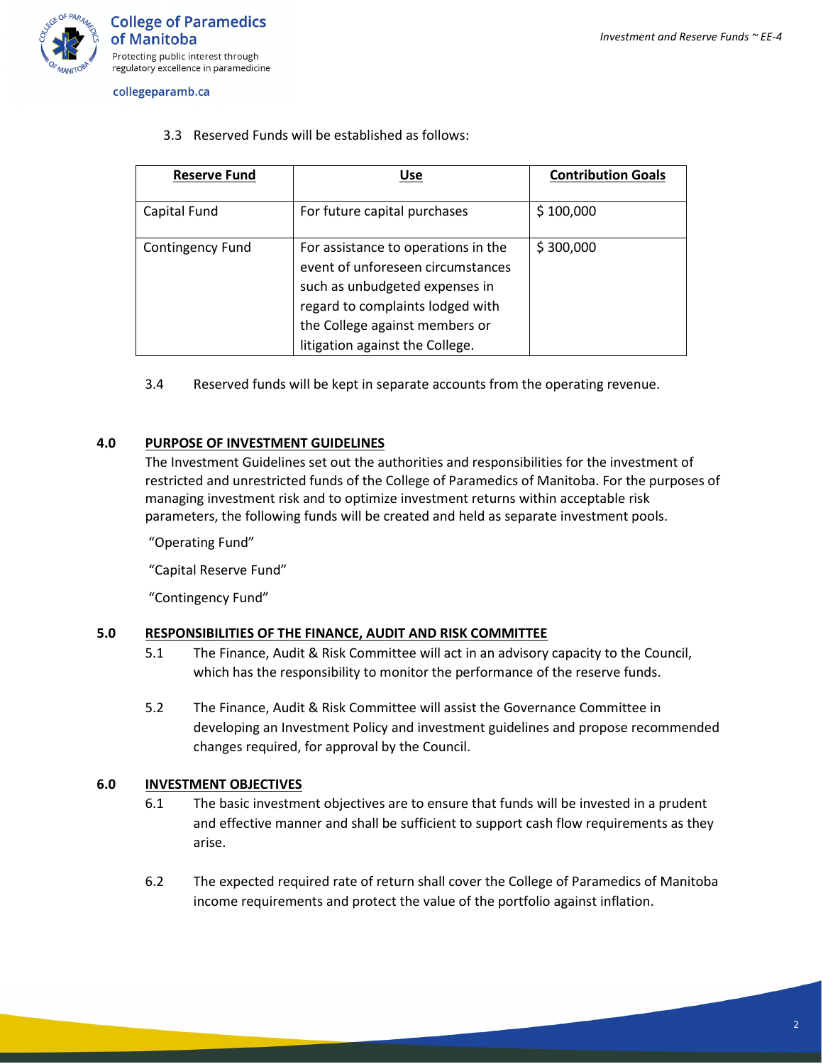3.3 Reserved Funds will be established as follows:

| Reserve Fund | Use | Contribution Goals |
| --- | --- | --- |
| Capital Fund | For future capital purchases | $ 100,000 |
| Contingency Fund | For assistance to operations in the event of unforeseen circumstances such as unbudgeted expenses in regard to complaints lodged with the College against members or litigation against the College. | $ 300,000 |

3.4 Reserved funds will be kept in separate accounts from the operating revenue.

## 4.0 PURPOSE OF INVESTMENT GUIDELINES

The Investment Guidelines set out the authorities and responsibilities for the investment of restricted and unrestricted funds of the College of Paramedics of Manitoba. For the purposes of managing investment risk and to optimize investment returns within acceptable risk parameters, the following funds will be created and held as separate investment pools.

"Operating Fund"

"Capital Reserve Fund"

"Contingency Fund"

## 5.0 RESPONSIBILITIES OF THE FINANCE, AUDIT AND RISK COMMITTEE

5.1 The Finance, Audit & Risk Committee will act in an advisory capacity to the Council, which has the responsibility to monitor the performance of the reserve funds.

5.2 The Finance, Audit & Risk Committee will assist the Governance Committee in developing an Investment Policy and investment guidelines and propose recommended changes required, for approval by the Council.

## 6.0 INVESTMENT OBJECTIVES

6.1 The basic investment objectives are to ensure that funds will be invested in a prudent and effective manner and shall be sufficient to support cash flow requirements as they arise.

6.2 The expected required rate of return shall cover the College of Paramedics of Manitoba income requirements and protect the value of the portfolio against inflation.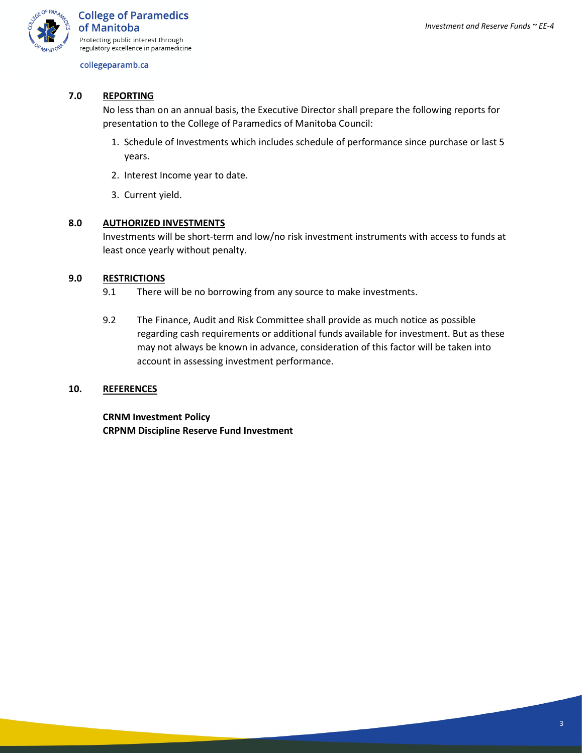## 7.0 REPORTING

No less than on an annual basis, the Executive Director shall prepare the following reports for presentation to the College of Paramedics of Manitoba Council:

1. Schedule of Investments which includes schedule of performance since purchase or last 5 years.
2. Interest Income year to date.
3. Current yield.

## 8.0 AUTHORIZED INVESTMENTS

Investments will be short-term and low/no risk investment instruments with access to funds at least once yearly without penalty.

## 9.0 RESTRICTIONS

9.1 There will be no borrowing from any source to make investments.

9.2 The Finance, Audit and Risk Committee shall provide as much notice as possible regarding cash requirements or additional funds available for investment. But as these may not always be known in advance, consideration of this factor will be taken into account in assessing investment performance.

## 10. REFERENCES

**CRNM Investment Policy**
**CRPNM Discipline Reserve Fund Investment**